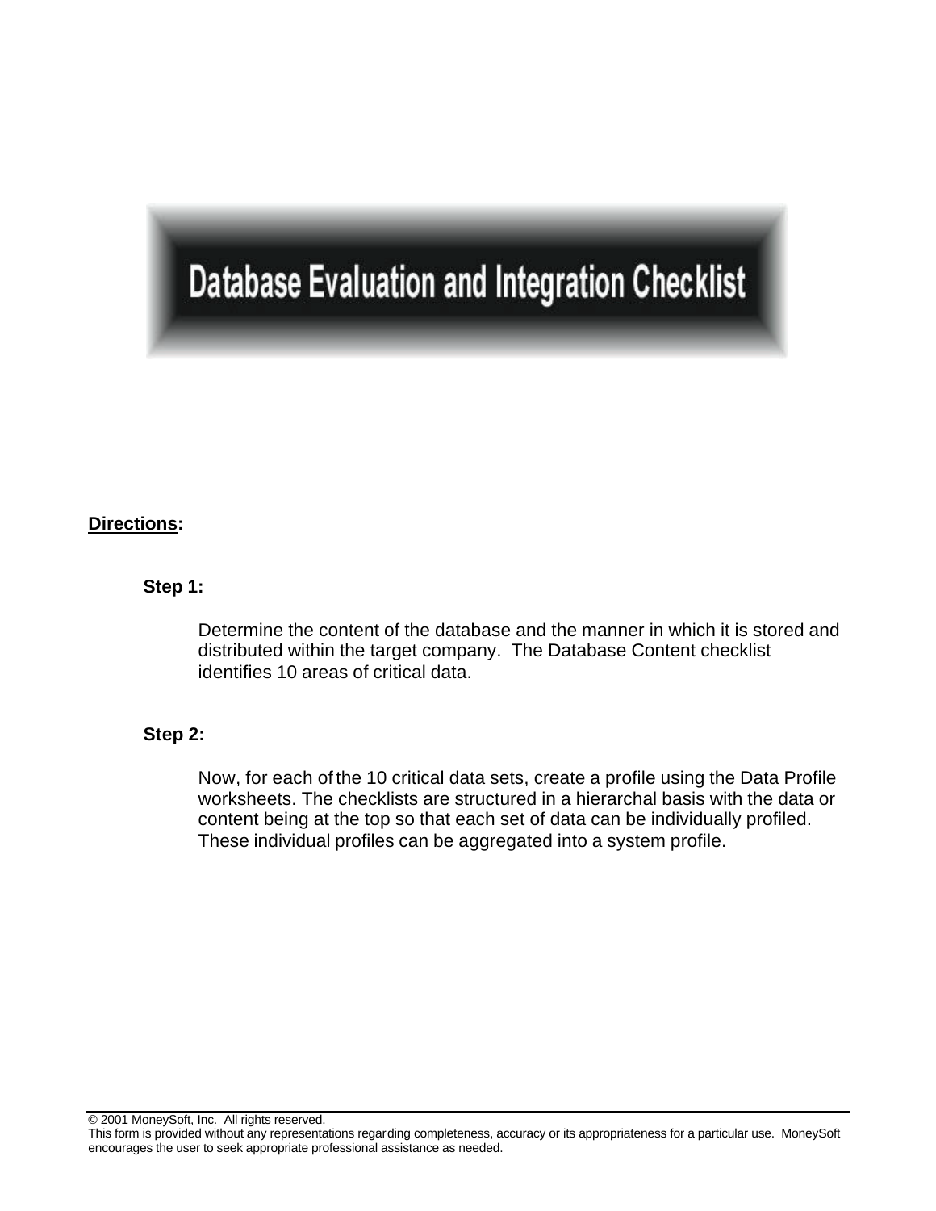# Database Evaluation and Integration Checklist

**Directions**:

**Step 1:**

Determine the content of the database and the manner in which it is stored and distributed within the target company. The Database Content checklist identifies 10 areas of critical data.

**Step 2:**

Now, for each of the 10 critical data sets, create a profile using the Data Profile worksheets. The checklists are structured in a hierarchal basis with the data or content being at the top so that each set of data can be individually profiled. These individual profiles can be aggregated into a system profile.

© 2001 MoneySoft, Inc. All rights reserved.
This form is provided without any representations regarding completeness, accuracy or its appropriateness for a particular use. MoneySoft encourages the user to seek appropriate professional assistance as needed.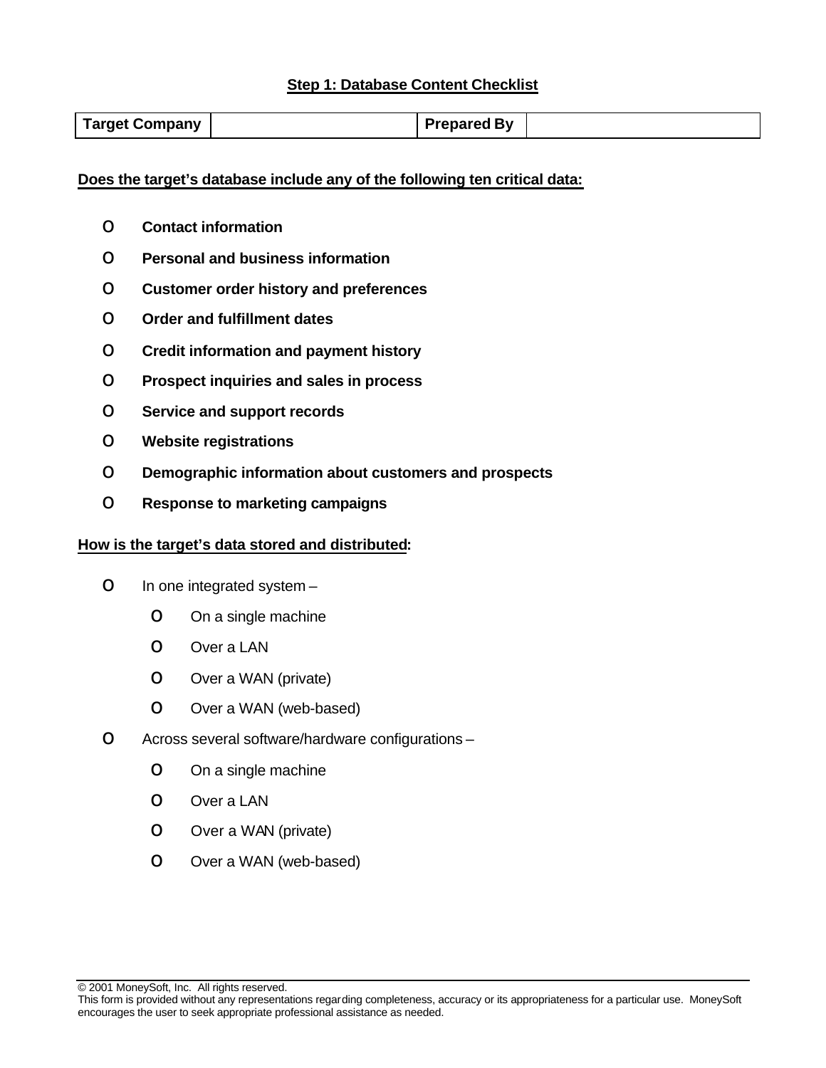## Step 1: Database Content Checklist

| Target Company | | Prepared By | |
|---|---|---|---|

**Does the target's database include any of the following ten critical data:**

- **Contact information**
- **Personal and business information**
- **Customer order history and preferences**
- **Order and fulfillment dates**
- **Credit information and payment history**
- **Prospect inquiries and sales in process**
- **Service and support records**
- **Website registrations**
- **Demographic information about customers and prospects**
- **Response to marketing campaigns**

**How is the target's data stored and distributed:**

- In one integrated system –
  - On a single machine
  - Over a LAN
  - Over a WAN (private)
  - Over a WAN (web-based)
- Across several software/hardware configurations –
  - On a single machine
  - Over a LAN
  - Over a WAN (private)
  - Over a WAN (web-based)

© 2001 MoneySoft, Inc. All rights reserved.
This form is provided without any representations regarding completeness, accuracy or its appropriateness for a particular use. MoneySoft encourages the user to seek appropriate professional assistance as needed.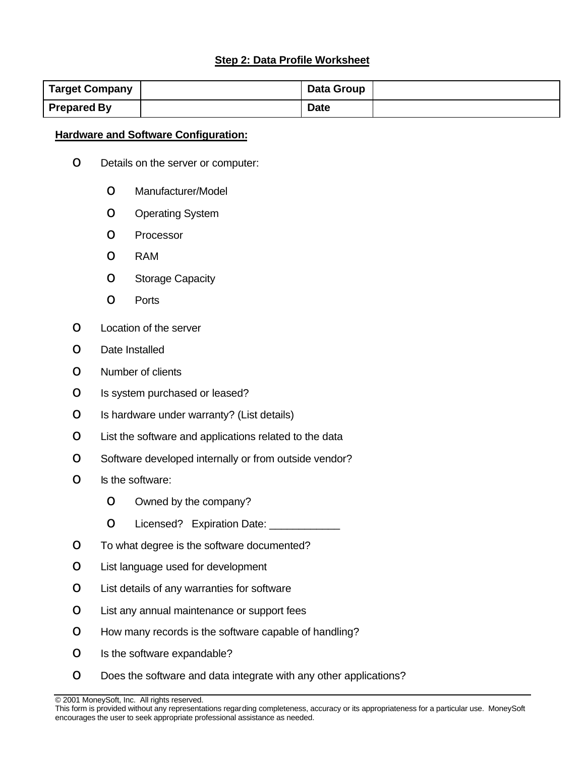**Step 2: Data Profile Worksheet**

| | | | |
|---|---|---|---|
| **Target Company** | | **Data Group** | |
| **Prepared By** | | **Date** | |

**Hardware and Software Configuration:**

- Details on the server or computer:
  - Manufacturer/Model
  - Operating System
  - Processor
  - RAM
  - Storage Capacity
  - Ports
- Location of the server
- Date Installed
- Number of clients
- Is system purchased or leased?
- Is hardware under warranty? (List details)
- List the software and applications related to the data
- Software developed internally or from outside vendor?
- Is the software:
  - Owned by the company?
  - Licensed? Expiration Date: ____________
- To what degree is the software documented?
- List language used for development
- List details of any warranties for software
- List any annual maintenance or support fees
- How many records is the software capable of handling?
- Is the software expandable?
- Does the software and data integrate with any other applications?

© 2001 MoneySoft, Inc. All rights reserved.
This form is provided without any representations regarding completeness, accuracy or its appropriateness for a particular use. MoneySoft encourages the user to seek appropriate professional assistance as needed.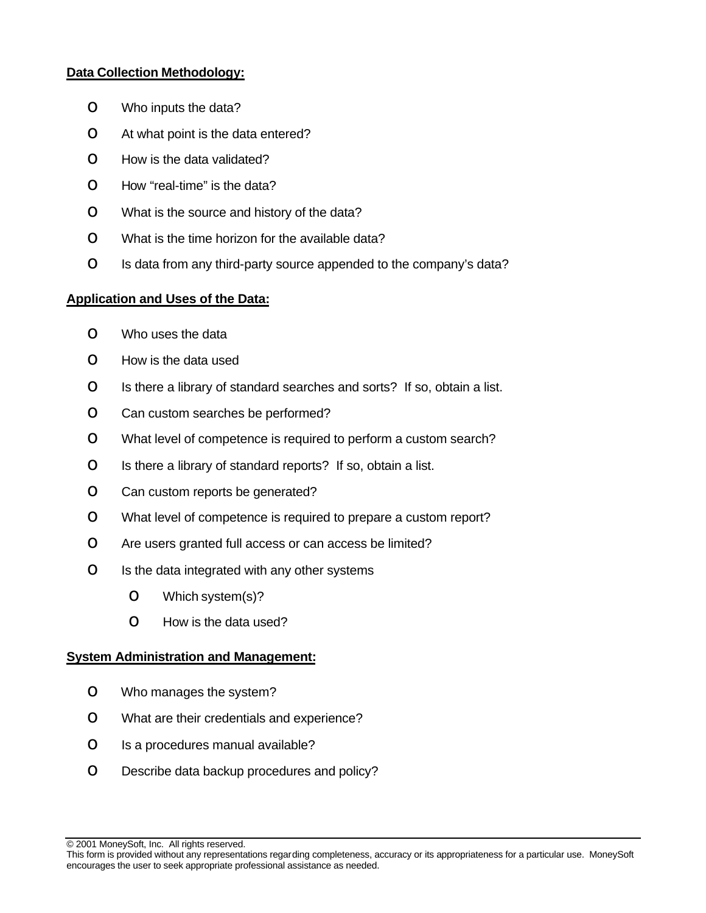**Data Collection Methodology:**

- Who inputs the data?
- At what point is the data entered?
- How is the data validated?
- How "real-time" is the data?
- What is the source and history of the data?
- What is the time horizon for the available data?
- Is data from any third-party source appended to the company's data?

**Application and Uses of the Data:**

- Who uses the data
- How is the data used
- Is there a library of standard searches and sorts?  If so, obtain a list.
- Can custom searches be performed?
- What level of competence is required to perform a custom search?
- Is there a library of standard reports?  If so, obtain a list.
- Can custom reports be generated?
- What level of competence is required to prepare a custom report?
- Are users granted full access or can access be limited?
- Is the data integrated with any other systems
  - Which system(s)?
  - How is the data used?

**System Administration and Management:**

- Who manages the system?
- What are their credentials and experience?
- Is a procedures manual available?
- Describe data backup procedures and policy?

© 2001 MoneySoft, Inc.  All rights reserved.
This form is provided without any representations regarding completeness, accuracy or its appropriateness for a particular use.  MoneySoft encourages the user to seek appropriate professional assistance as needed.